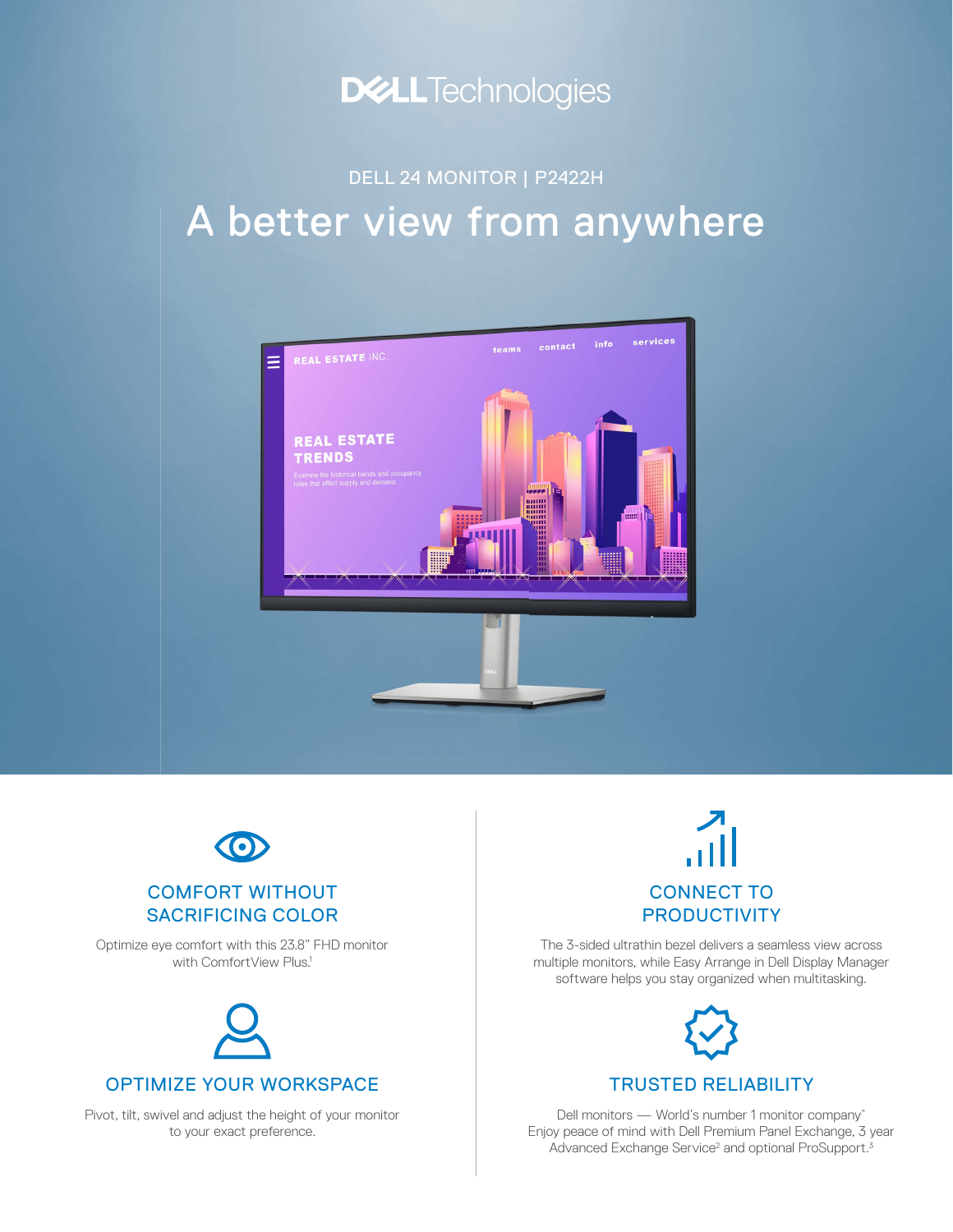DELL Technologies

DELL 24 MONITOR | P2422H

# A better view from anywhere

## COMFORT WITHOUT SACRIFICING COLOR

Optimize eye comfort with this 23.8" FHD monitor with ComfortView Plus.[1]

## OPTIMIZE YOUR WORKSPACE

Pivot, tilt, swivel and adjust the height of your monitor to your exact preference.

## CONNECT TO PRODUCTIVITY

The 3-sided ultrathin bezel delivers a seamless view across multiple monitors, while Easy Arrange in Dell Display Manager software helps you stay organized when multitasking.

## TRUSTED RELIABILITY

Dell monitors — World's number 1 monitor company[*]
Enjoy peace of mind with Dell Premium Panel Exchange, 3 year Advanced Exchange Service[2] and optional ProSupport.[3]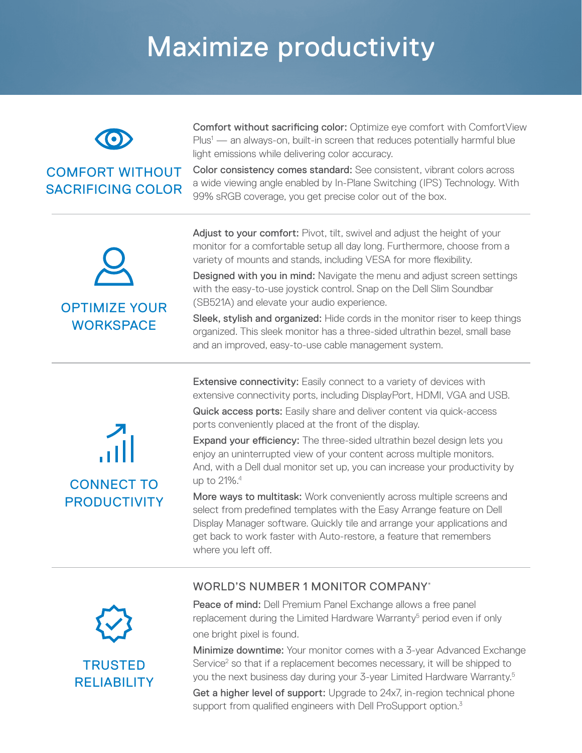# Maximize productivity

## COMFORT WITHOUT SACRIFICING COLOR

**Comfort without sacrificing color:** Optimize eye comfort with ComfortView Plus[1] — an always-on, built-in screen that reduces potentially harmful blue light emissions while delivering color accuracy.

**Color consistency comes standard:** See consistent, vibrant colors across a wide viewing angle enabled by In-Plane Switching (IPS) Technology. With 99% sRGB coverage, you get precise color out of the box.

## OPTIMIZE YOUR WORKSPACE

**Adjust to your comfort:** Pivot, tilt, swivel and adjust the height of your monitor for a comfortable setup all day long. Furthermore, choose from a variety of mounts and stands, including VESA for more flexibility.

**Designed with you in mind:** Navigate the menu and adjust screen settings with the easy-to-use joystick control. Snap on the Dell Slim Soundbar (SB521A) and elevate your audio experience.

**Sleek, stylish and organized:** Hide cords in the monitor riser to keep things organized. This sleek monitor has a three-sided ultrathin bezel, small base and an improved, easy-to-use cable management system.

## CONNECT TO PRODUCTIVITY

**Extensive connectivity:** Easily connect to a variety of devices with extensive connectivity ports, including DisplayPort, HDMI, VGA and USB.

**Quick access ports:** Easily share and deliver content via quick-access ports conveniently placed at the front of the display.

**Expand your efficiency:** The three-sided ultrathin bezel design lets you enjoy an uninterrupted view of your content across multiple monitors. And, with a Dell dual monitor set up, you can increase your productivity by up to 21%.[4]

**More ways to multitask:** Work conveniently across multiple screens and select from predefined templates with the Easy Arrange feature on Dell Display Manager software. Quickly tile and arrange your applications and get back to work faster with Auto-restore, a feature that remembers where you left off.

## TRUSTED RELIABILITY

### WORLD'S NUMBER 1 MONITOR COMPANY*

**Peace of mind:** Dell Premium Panel Exchange allows a free panel replacement during the Limited Hardware Warranty[5] period even if only one bright pixel is found.

**Minimize downtime:** Your monitor comes with a 3-year Advanced Exchange Service[2] so that if a replacement becomes necessary, it will be shipped to you the next business day during your 3-year Limited Hardware Warranty.[5]

**Get a higher level of support:** Upgrade to 24x7, in-region technical phone support from qualified engineers with Dell ProSupport option.[3]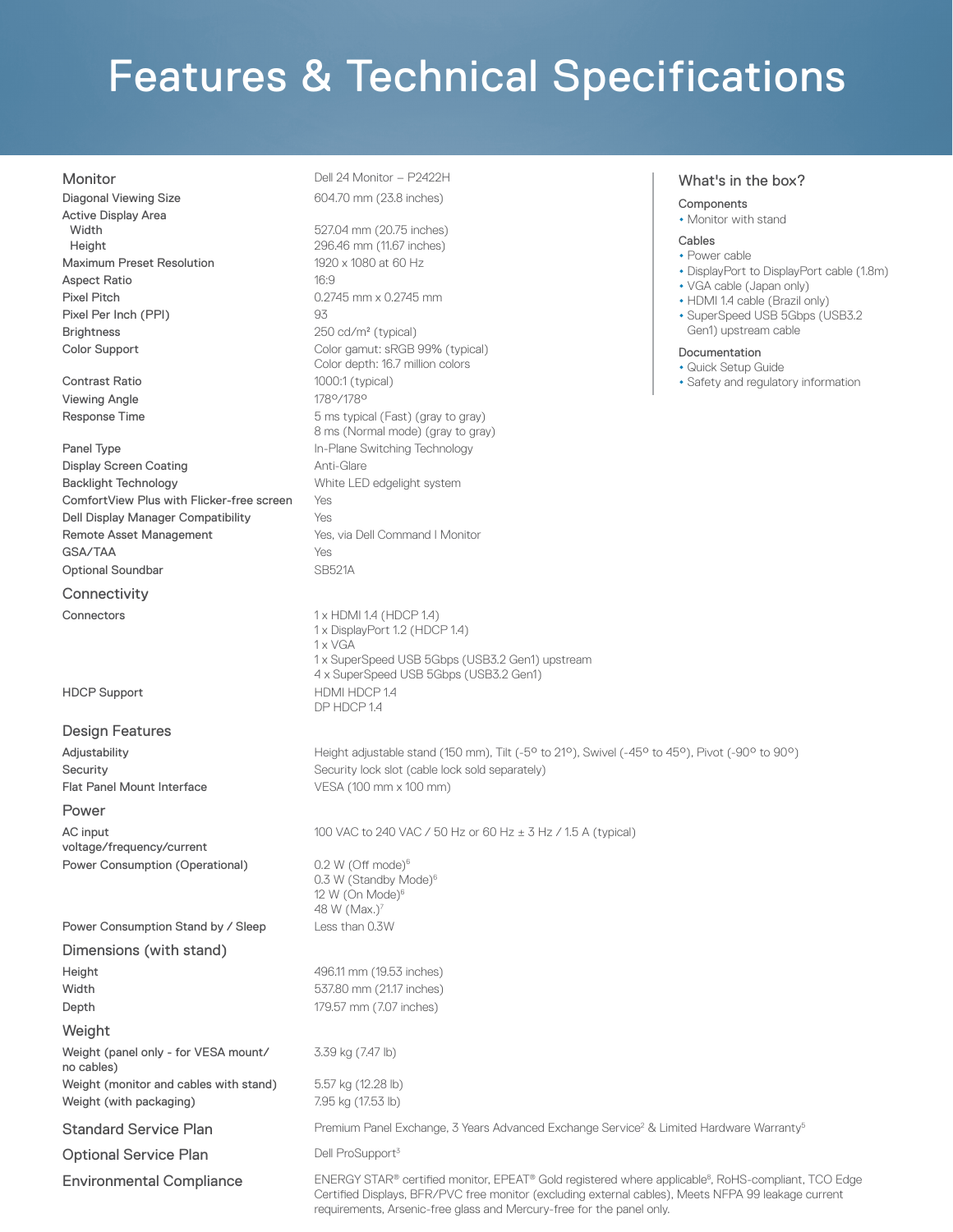# Features & Technical Specifications

## Monitor

| | |
|---|---|
| Monitor | Dell 24 Monitor – P2422H |
| Diagonal Viewing Size | 604.70 mm (23.8 inches) |
| Active Display Area | |
| Width | 527.04 mm (20.75 inches) |
| Height | 296.46 mm (11.67 inches) |
| Maximum Preset Resolution | 1920 x 1080 at 60 Hz |
| Aspect Ratio | 16:9 |
| Pixel Pitch | 0.2745 mm x 0.2745 mm |
| Pixel Per Inch (PPI) | 93 |
| Brightness | 250 cd/m² (typical) |
| Color Support | Color gamut: sRGB 99% (typical)<br>Color depth: 16.7 million colors |
| Contrast Ratio | 1000:1 (typical) |
| Viewing Angle | 178°/178° |
| Response Time | 5 ms typical (Fast) (gray to gray)<br>8 ms (Normal mode) (gray to gray) |
| Panel Type | In-Plane Switching Technology |
| Display Screen Coating | Anti-Glare |
| Backlight Technology | White LED edgelight system |
| ComfortView Plus with Flicker-free screen | Yes |
| Dell Display Manager Compatibility | Yes |
| Remote Asset Management | Yes, via Dell Command I Monitor |
| GSA/TAA | Yes |
| Optional Soundbar | SB521A |

## Connectivity

| | |
|---|---|
| Connectors | 1 x HDMI 1.4 (HDCP 1.4)<br>1 x DisplayPort 1.2 (HDCP 1.4)<br>1 x VGA<br>1 x SuperSpeed USB 5Gbps (USB3.2 Gen1) upstream<br>4 x SuperSpeed USB 5Gbps (USB3.2 Gen1) |
| HDCP Support | HDMI HDCP 1.4<br>DP HDCP 1.4 |

## Design Features

| | |
|---|---|
| Adjustability | Height adjustable stand (150 mm), Tilt (-5° to 21°), Swivel (-45° to 45°), Pivot (-90° to 90°) |
| Security | Security lock slot (cable lock sold separately) |
| Flat Panel Mount Interface | VESA (100 mm x 100 mm) |

## Power

| | |
|---|---|
| AC input voltage/frequency/current | 100 VAC to 240 VAC / 50 Hz or 60 Hz ± 3 Hz / 1.5 A (typical) |
| Power Consumption (Operational) | 0.2 W (Off mode)[6]<br>0.3 W (Standby Mode)[6]<br>12 W (On Mode)[6]<br>48 W (Max.)[7] |
| Power Consumption Stand by / Sleep | Less than 0.3W |

## Dimensions (with stand)

| | |
|---|---|
| Height | 496.11 mm (19.53 inches) |
| Width | 537.80 mm (21.17 inches) |
| Depth | 179.57 mm (7.07 inches) |

## Weight

| | |
|---|---|
| Weight (panel only - for VESA mount/ no cables) | 3.39 kg (7.47 lb) |
| Weight (monitor and cables with stand) | 5.57 kg (12.28 lb) |
| Weight (with packaging) | 7.95 kg (17.53 lb) |

## Standard Service Plan

Premium Panel Exchange, 3 Years Advanced Exchange Service[2] & Limited Hardware Warranty[5]

## Optional Service Plan

Dell ProSupport[3]

## Environmental Compliance

ENERGY STAR® certified monitor, EPEAT® Gold registered where applicable[8], RoHS-compliant, TCO Edge Certified Displays, BFR/PVC free monitor (excluding external cables), Meets NFPA 99 leakage current requirements, Arsenic-free glass and Mercury-free for the panel only.

## What's in the box?

### Components

- Monitor with stand

### Cables

- Power cable
- DisplayPort to DisplayPort cable (1.8m)
- VGA cable (Japan only)
- HDMI 1.4 cable (Brazil only)
- SuperSpeed USB 5Gbps (USB3.2 Gen1) upstream cable

### Documentation

- Quick Setup Guide
- Safety and regulatory information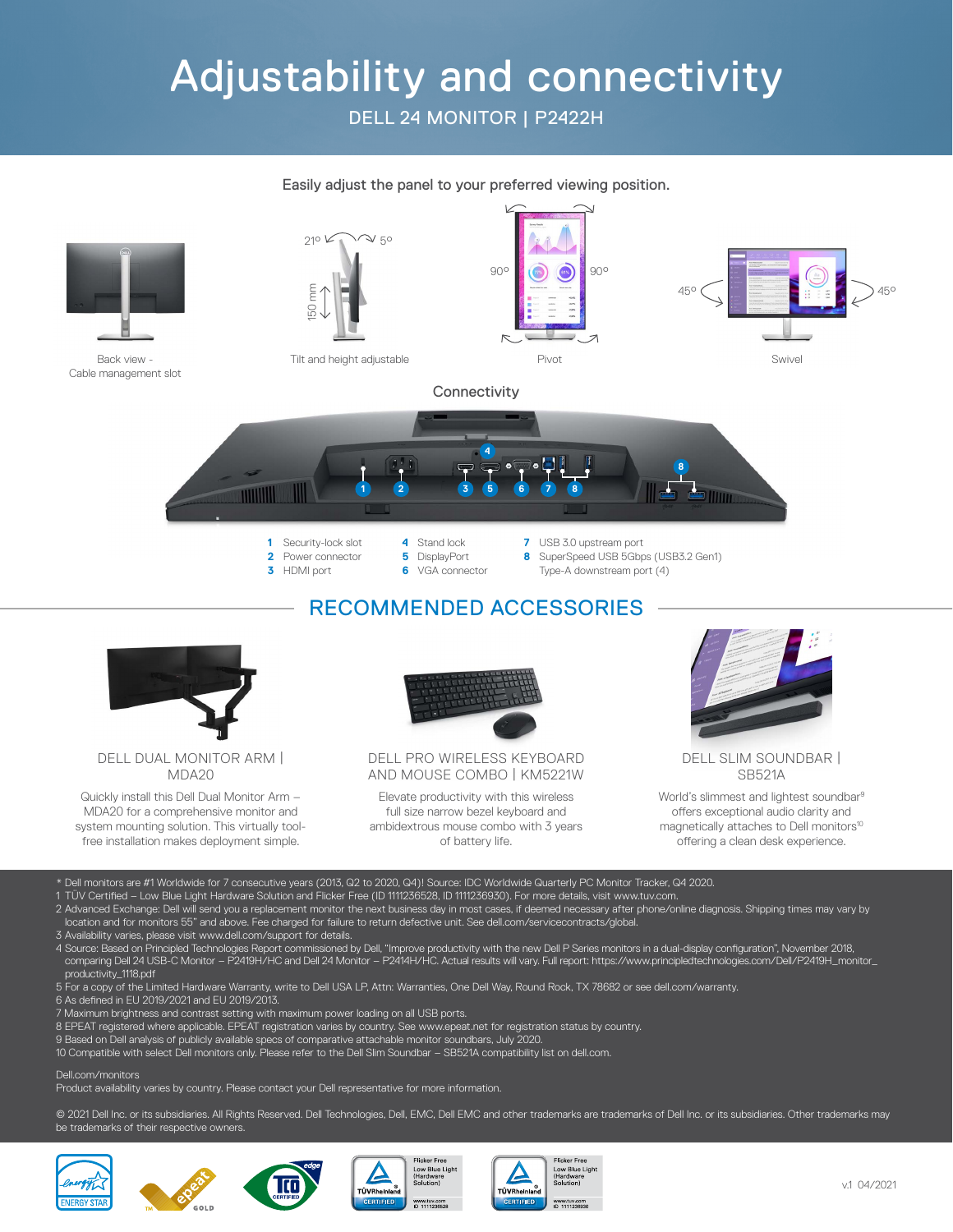# Adjustability and connectivity

DELL 24 MONITOR | P2422H

Easily adjust the panel to your preferred viewing position.

Back view - Cable management slot

21° 5°

150 mm

Tilt and height adjustable

90° 90°

Pivot

45° 45°

Swivel

## Connectivity

1 Security-lock slot
2 Power connector
3 HDMI port
4 Stand lock
5 DisplayPort
6 VGA connector
7 USB 3.0 upstream port
8 SuperSpeed USB 5Gbps (USB3.2 Gen1) Type-A downstream port (4)

## RECOMMENDED ACCESSORIES

### DELL DUAL MONITOR ARM | MDA20

Quickly install this Dell Dual Monitor Arm – MDA20 for a comprehensive monitor and system mounting solution. This virtually tool-free installation makes deployment simple.

### DELL PRO WIRELESS KEYBOARD AND MOUSE COMBO | KM5221W

Elevate productivity with this wireless full size narrow bezel keyboard and ambidextrous mouse combo with 3 years of battery life.

### DELL SLIM SOUNDBAR | SB521A

World's slimmest and lightest soundbar[9] offers exceptional audio clarity and magnetically attaches to Dell monitors[10] offering a clean desk experience.

* Dell monitors are #1 Worldwide for 7 consecutive years (2013, Q2 to 2020, Q4)! Source: IDC Worldwide Quarterly PC Monitor Tracker, Q4 2020.

1 TÜV Certified – Low Blue Light Hardware Solution and Flicker Free (ID 1111236528, ID 1111236930). For more details, visit www.tuv.com.

2 Advanced Exchange: Dell will send you a replacement monitor the next business day in most cases, if deemed necessary after phone/online diagnosis. Shipping times may vary by location and for monitors 55" and above. Fee charged for failure to return defective unit. See dell.com/servicecontracts/global.

3 Availability varies, please visit www.dell.com/support for details.

4 Source: Based on Principled Technologies Report commissioned by Dell, "Improve productivity with the new Dell P Series monitors in a dual-display configuration", November 2018, comparing Dell 24 USB-C Monitor – P2419H/HC and Dell 24 Monitor – P2414H/HC. Actual results will vary. Full report: https://www.principledtechnologies.com/Dell/P2419H_monitor_productivity_1118.pdf

5 For a copy of the Limited Hardware Warranty, write to Dell USA LP, Attn: Warranties, One Dell Way, Round Rock, TX 78682 or see dell.com/warranty.

6 As defined in EU 2019/2021 and EU 2019/2013.

7 Maximum brightness and contrast setting with maximum power loading on all USB ports.

8 EPEAT registered where applicable. EPEAT registration varies by country. See www.epeat.net for registration status by country.

9 Based on Dell analysis of publicly available specs of comparative attachable monitor soundbars, July 2020.

10 Compatible with select Dell monitors only. Please refer to the Dell Slim Soundbar – SB521A compatibility list on dell.com.

Dell.com/monitors

Product availability varies by country. Please contact your Dell representative for more information.

© 2021 Dell Inc. or its subsidiaries. All Rights Reserved. Dell Technologies, Dell, EMC, Dell EMC and other trademarks are trademarks of Dell Inc. or its subsidiaries. Other trademarks may be trademarks of their respective owners.

ENERGY STAR

epeat GOLD

TCO CERTIFIED edge

TÜVRheinland CERTIFIED Flicker Free Low Blue Light (Hardware Solution) www.tuv.com ID 1111236528

TÜVRheinland CERTIFIED Flicker Free Low Blue Light (Hardware Solution) www.tuv.com ID 1111236930

v.1 04/2021